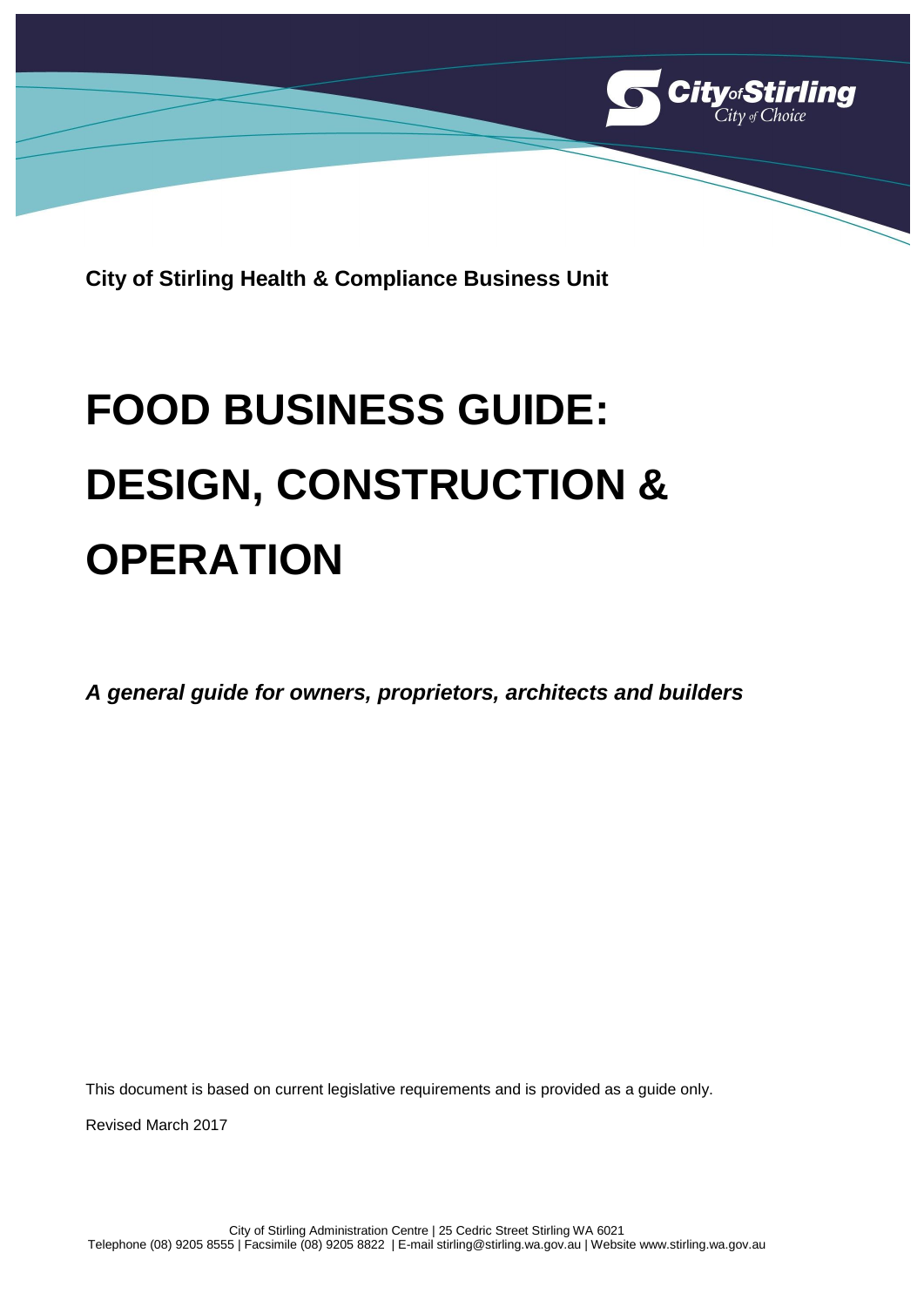**City of Stirling Health & Compliance Business Unit**

# FOOD BUSINESS GUIDE: DESIGN, CONSTRUCTION & OPERATION

***A general guide for owners, proprietors, architects and builders***

This document is based on current legislative requirements and is provided as a guide only.

Revised March 2017

City of Stirling Administration Centre | 25 Cedric Street Stirling WA 6021
Telephone (08) 9205 8555 | Facsimile (08) 9205 8822 | E-mail stirling@stirling.wa.gov.au | Website www.stirling.wa.gov.au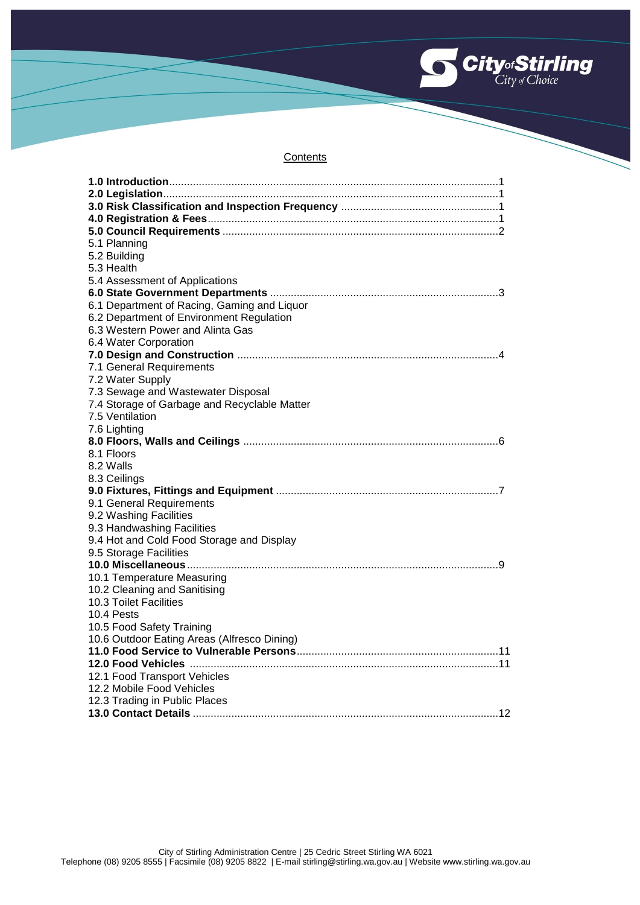## Contents

**1.0 Introduction**..............................................................................................................1
**2.0 Legislation**................................................................................................................1
**3.0 Risk Classification and Inspection Frequency** .....................................................1
**4.0 Registration & Fees**.................................................................................................1
**5.0 Council Requirements** ............................................................................................2
5.1 Planning
5.2 Building
5.3 Health
5.4 Assessment of Applications
**6.0 State Government Departments** ............................................................................3
6.1 Department of Racing, Gaming and Liquor
6.2 Department of Environment Regulation
6.3 Western Power and Alinta Gas
6.4 Water Corporation
**7.0 Design and Construction** .......................................................................................4
7.1 General Requirements
7.2 Water Supply
7.3 Sewage and Wastewater Disposal
7.4 Storage of Garbage and Recyclable Matter
7.5 Ventilation
7.6 Lighting
**8.0 Floors, Walls and Ceilings** .....................................................................................6
8.1 Floors
8.2 Walls
8.3 Ceilings
**9.0 Fixtures, Fittings and Equipment** ..........................................................................7
9.1 General Requirements
9.2 Washing Facilities
9.3 Handwashing Facilities
9.4 Hot and Cold Food Storage and Display
9.5 Storage Facilities
**10.0 Miscellaneous**........................................................................................................9
10.1 Temperature Measuring
10.2 Cleaning and Sanitising
10.3 Toilet Facilities
10.4 Pests
10.5 Food Safety Training
10.6 Outdoor Eating Areas (Alfresco Dining)
**11.0 Food Service to Vulnerable Persons**...................................................................11
**12.0 Food Vehicles** .......................................................................................................11
12.1 Food Transport Vehicles
12.2 Mobile Food Vehicles
12.3 Trading in Public Places
**13.0 Contact Details** ......................................................................................................12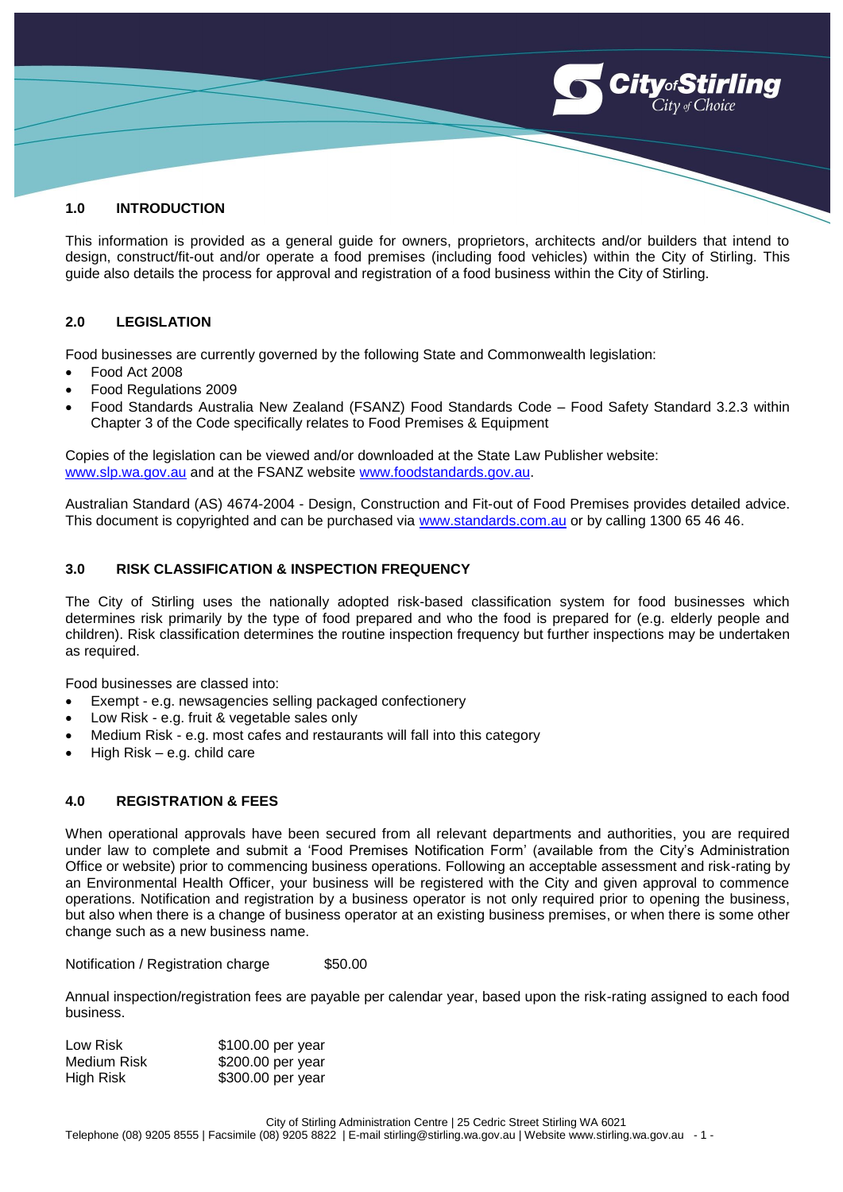## 1.0 INTRODUCTION

This information is provided as a general guide for owners, proprietors, architects and/or builders that intend to design, construct/fit-out and/or operate a food premises (including food vehicles) within the City of Stirling. This guide also details the process for approval and registration of a food business within the City of Stirling.

## 2.0 LEGISLATION

Food businesses are currently governed by the following State and Commonwealth legislation:

- Food Act 2008
- Food Regulations 2009
- Food Standards Australia New Zealand (FSANZ) Food Standards Code – Food Safety Standard 3.2.3 within Chapter 3 of the Code specifically relates to Food Premises & Equipment

Copies of the legislation can be viewed and/or downloaded at the State Law Publisher website: www.slp.wa.gov.au and at the FSANZ website www.foodstandards.gov.au.

Australian Standard (AS) 4674-2004 - Design, Construction and Fit-out of Food Premises provides detailed advice. This document is copyrighted and can be purchased via www.standards.com.au or by calling 1300 65 46 46.

## 3.0 RISK CLASSIFICATION & INSPECTION FREQUENCY

The City of Stirling uses the nationally adopted risk-based classification system for food businesses which determines risk primarily by the type of food prepared and who the food is prepared for (e.g. elderly people and children). Risk classification determines the routine inspection frequency but further inspections may be undertaken as required.

Food businesses are classed into:

- Exempt - e.g. newsagencies selling packaged confectionery
- Low Risk - e.g. fruit & vegetable sales only
- Medium Risk - e.g. most cafes and restaurants will fall into this category
- High Risk – e.g. child care

## 4.0 REGISTRATION & FEES

When operational approvals have been secured from all relevant departments and authorities, you are required under law to complete and submit a 'Food Premises Notification Form' (available from the City's Administration Office or website) prior to commencing business operations. Following an acceptable assessment and risk-rating by an Environmental Health Officer, your business will be registered with the City and given approval to commence operations. Notification and registration by a business operator is not only required prior to opening the business, but also when there is a change of business operator at an existing business premises, or when there is some other change such as a new business name.

Notification / Registration charge $50.00

Annual inspection/registration fees are payable per calendar year, based upon the risk-rating assigned to each food business.

| | |
|---|---|
| Low Risk | $100.00 per year |
| Medium Risk | $200.00 per year |
| High Risk | $300.00 per year |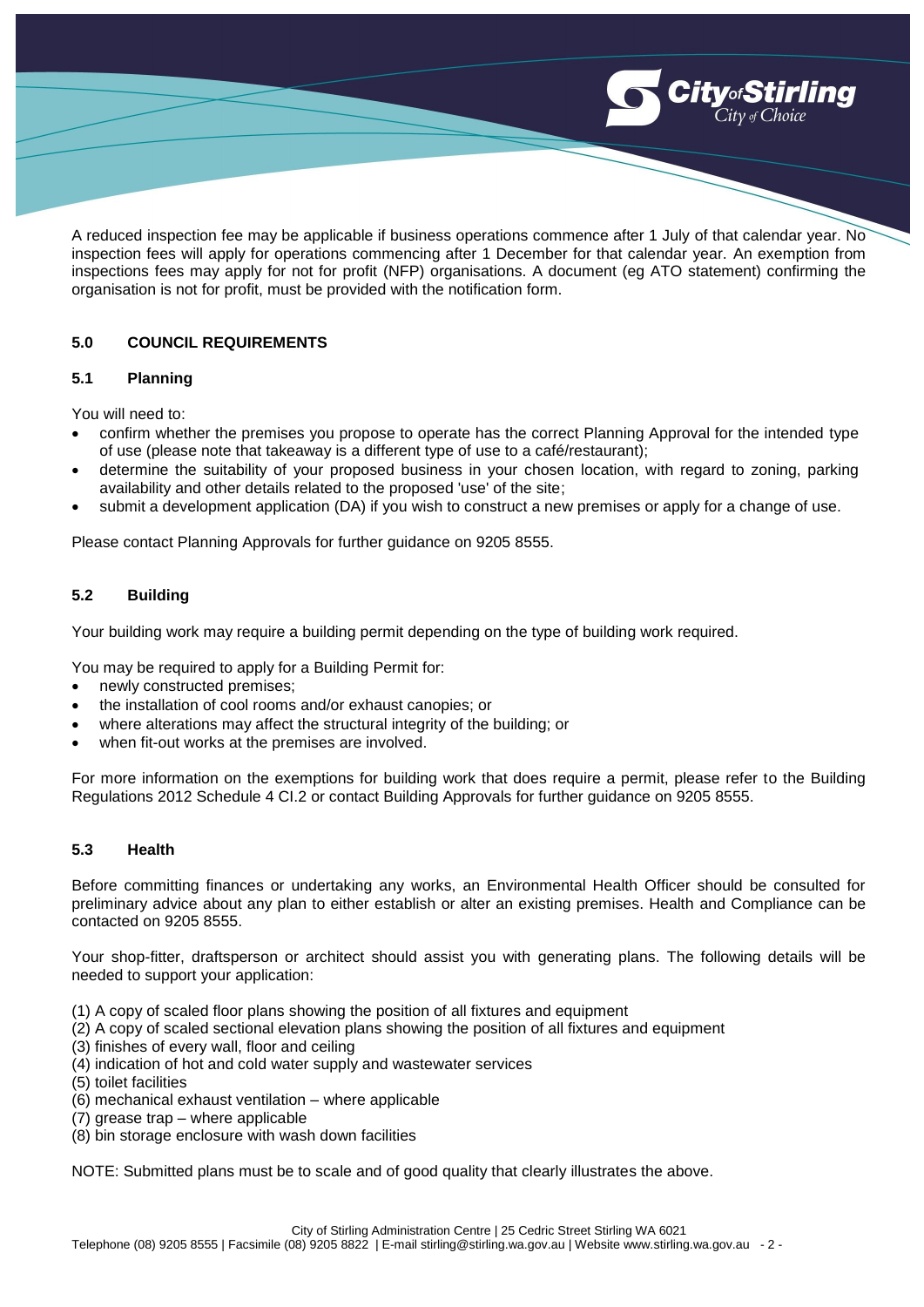A reduced inspection fee may be applicable if business operations commence after 1 July of that calendar year. No inspection fees will apply for operations commencing after 1 December for that calendar year. An exemption from inspections fees may apply for not for profit (NFP) organisations. A document (eg ATO statement) confirming the organisation is not for profit, must be provided with the notification form.

## 5.0 COUNCIL REQUIREMENTS

### 5.1 Planning

You will need to:

- confirm whether the premises you propose to operate has the correct Planning Approval for the intended type of use (please note that takeaway is a different type of use to a café/restaurant);
- determine the suitability of your proposed business in your chosen location, with regard to zoning, parking availability and other details related to the proposed 'use' of the site;
- submit a development application (DA) if you wish to construct a new premises or apply for a change of use.

Please contact Planning Approvals for further guidance on 9205 8555.

### 5.2 Building

Your building work may require a building permit depending on the type of building work required.

You may be required to apply for a Building Permit for:

- newly constructed premises;
- the installation of cool rooms and/or exhaust canopies; or
- where alterations may affect the structural integrity of the building; or
- when fit-out works at the premises are involved.

For more information on the exemptions for building work that does require a permit, please refer to the Building Regulations 2012 Schedule 4 CI.2 or contact Building Approvals for further guidance on 9205 8555.

### 5.3 Health

Before committing finances or undertaking any works, an Environmental Health Officer should be consulted for preliminary advice about any plan to either establish or alter an existing premises. Health and Compliance can be contacted on 9205 8555.

Your shop-fitter, draftsperson or architect should assist you with generating plans. The following details will be needed to support your application:

(1) A copy of scaled floor plans showing the position of all fixtures and equipment
(2) A copy of scaled sectional elevation plans showing the position of all fixtures and equipment
(3) finishes of every wall, floor and ceiling
(4) indication of hot and cold water supply and wastewater services
(5) toilet facilities
(6) mechanical exhaust ventilation – where applicable
(7) grease trap – where applicable
(8) bin storage enclosure with wash down facilities

NOTE: Submitted plans must be to scale and of good quality that clearly illustrates the above.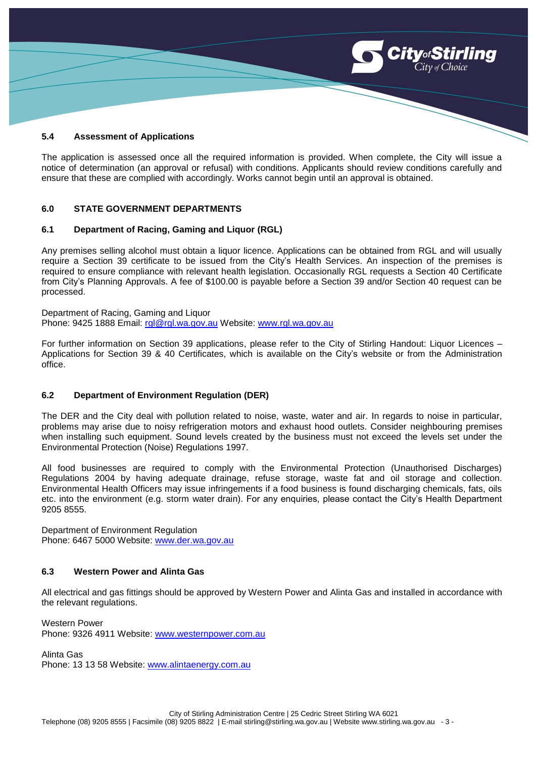### 5.4 Assessment of Applications

The application is assessed once all the required information is provided. When complete, the City will issue a notice of determination (an approval or refusal) with conditions. Applicants should review conditions carefully and ensure that these are complied with accordingly. Works cannot begin until an approval is obtained.

## 6.0 STATE GOVERNMENT DEPARTMENTS

### 6.1 Department of Racing, Gaming and Liquor (RGL)

Any premises selling alcohol must obtain a liquor licence. Applications can be obtained from RGL and will usually require a Section 39 certificate to be issued from the City's Health Services. An inspection of the premises is required to ensure compliance with relevant health legislation. Occasionally RGL requests a Section 40 Certificate from City's Planning Approvals. A fee of $100.00 is payable before a Section 39 and/or Section 40 request can be processed.

Department of Racing, Gaming and Liquor
Phone: 9425 1888 Email: rgl@rgl.wa.gov.au Website: www.rgl.wa.gov.au

For further information on Section 39 applications, please refer to the City of Stirling Handout: Liquor Licences – Applications for Section 39 & 40 Certificates, which is available on the City's website or from the Administration office.

### 6.2 Department of Environment Regulation (DER)

The DER and the City deal with pollution related to noise, waste, water and air. In regards to noise in particular, problems may arise due to noisy refrigeration motors and exhaust hood outlets. Consider neighbouring premises when installing such equipment. Sound levels created by the business must not exceed the levels set under the Environmental Protection (Noise) Regulations 1997.

All food businesses are required to comply with the Environmental Protection (Unauthorised Discharges) Regulations 2004 by having adequate drainage, refuse storage, waste fat and oil storage and collection. Environmental Health Officers may issue infringements if a food business is found discharging chemicals, fats, oils etc. into the environment (e.g. storm water drain). For any enquiries, please contact the City's Health Department 9205 8555.

Department of Environment Regulation
Phone: 6467 5000 Website: www.der.wa.gov.au

### 6.3 Western Power and Alinta Gas

All electrical and gas fittings should be approved by Western Power and Alinta Gas and installed in accordance with the relevant regulations.

Western Power
Phone: 9326 4911 Website: www.westernpower.com.au

Alinta Gas
Phone: 13 13 58 Website: www.alintaenergy.com.au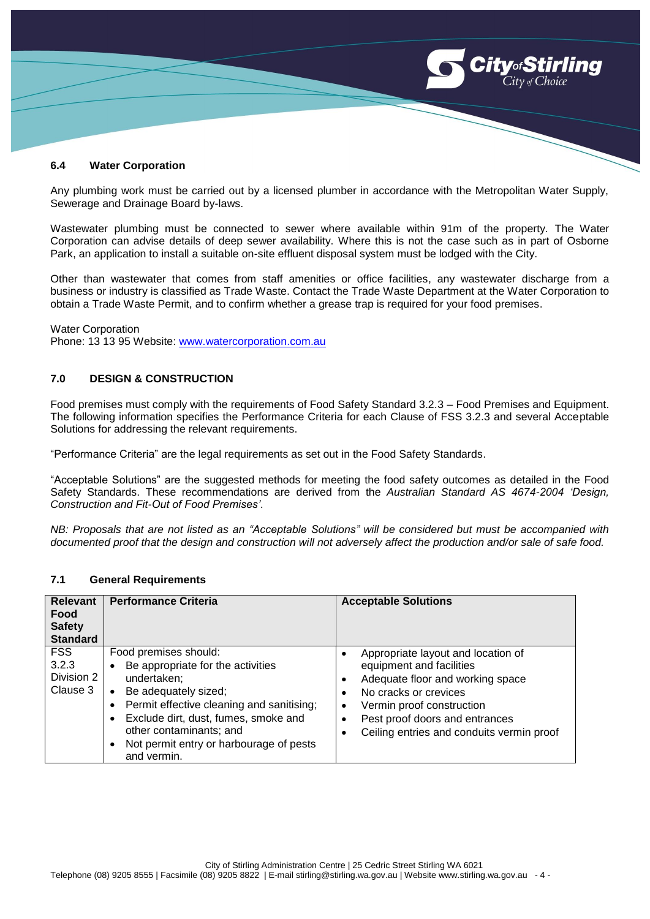### 6.4 Water Corporation

Any plumbing work must be carried out by a licensed plumber in accordance with the Metropolitan Water Supply, Sewerage and Drainage Board by-laws.

Wastewater plumbing must be connected to sewer where available within 91m of the property. The Water Corporation can advise details of deep sewer availability. Where this is not the case such as in part of Osborne Park, an application to install a suitable on-site effluent disposal system must be lodged with the City.

Other than wastewater that comes from staff amenities or office facilities, any wastewater discharge from a business or industry is classified as Trade Waste. Contact the Trade Waste Department at the Water Corporation to obtain a Trade Waste Permit, and to confirm whether a grease trap is required for your food premises.

Water Corporation
Phone: 13 13 95 Website: www.watercorporation.com.au

## 7.0 DESIGN & CONSTRUCTION

Food premises must comply with the requirements of Food Safety Standard 3.2.3 – Food Premises and Equipment. The following information specifies the Performance Criteria for each Clause of FSS 3.2.3 and several Acceptable Solutions for addressing the relevant requirements.

"Performance Criteria" are the legal requirements as set out in the Food Safety Standards.

"Acceptable Solutions" are the suggested methods for meeting the food safety outcomes as detailed in the Food Safety Standards. These recommendations are derived from the *Australian Standard AS 4674-2004 'Design, Construction and Fit-Out of Food Premises'*.

*NB: Proposals that are not listed as an "Acceptable Solutions" will be considered but must be accompanied with documented proof that the design and construction will not adversely affect the production and/or sale of safe food.*

### 7.1 General Requirements

| Relevant Food Safety Standard | Performance Criteria | Acceptable Solutions |
|---|---|---|
| FSS 3.2.3 Division 2 Clause 3 | Food premises should:<br>• Be appropriate for the activities undertaken;<br>• Be adequately sized;<br>• Permit effective cleaning and sanitising;<br>• Exclude dirt, dust, fumes, smoke and other contaminants; and<br>• Not permit entry or harbourage of pests and vermin. | • Appropriate layout and location of equipment and facilities<br>• Adequate floor and working space<br>• No cracks or crevices<br>• Vermin proof construction<br>• Pest proof doors and entrances<br>• Ceiling entries and conduits vermin proof |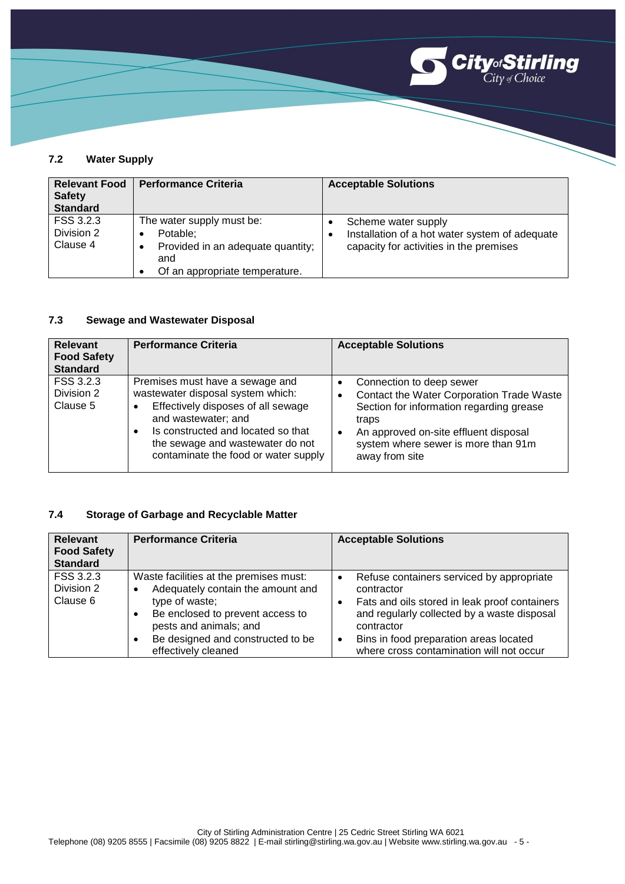### 7.2 Water Supply

| Relevant Food Safety Standard | Performance Criteria | Acceptable Solutions |
|---|---|---|
| FSS 3.2.3 Division 2 Clause 4 | The water supply must be: <br>• Potable; <br>• Provided in an adequate quantity; and <br>• Of an appropriate temperature. | • Scheme water supply <br>• Installation of a hot water system of adequate capacity for activities in the premises |

### 7.3 Sewage and Wastewater Disposal

| Relevant Food Safety Standard | Performance Criteria | Acceptable Solutions |
|---|---|---|
| FSS 3.2.3 Division 2 Clause 5 | Premises must have a sewage and wastewater disposal system which: <br>• Effectively disposes of all sewage and wastewater; and <br>• Is constructed and located so that the sewage and wastewater do not contaminate the food or water supply | • Connection to deep sewer <br>• Contact the Water Corporation Trade Waste Section for information regarding grease traps <br>• An approved on-site effluent disposal system where sewer is more than 91m away from site |

### 7.4 Storage of Garbage and Recyclable Matter

| Relevant Food Safety Standard | Performance Criteria | Acceptable Solutions |
|---|---|---|
| FSS 3.2.3 Division 2 Clause 6 | Waste facilities at the premises must: <br>• Adequately contain the amount and type of waste; <br>• Be enclosed to prevent access to pests and animals; and <br>• Be designed and constructed to be effectively cleaned | • Refuse containers serviced by appropriate contractor <br>• Fats and oils stored in leak proof containers and regularly collected by a waste disposal contractor <br>• Bins in food preparation areas located where cross contamination will not occur |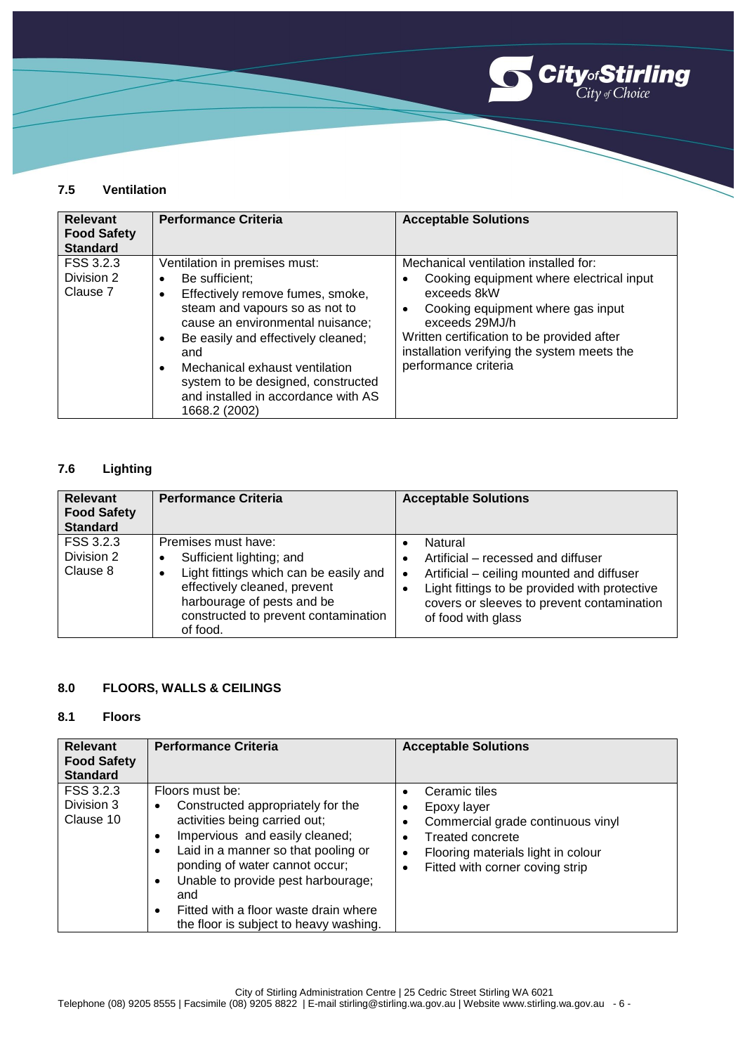### 7.5 Ventilation

| Relevant Food Safety Standard | Performance Criteria | Acceptable Solutions |
|---|---|---|
| FSS 3.2.3 Division 2 Clause 7 | Ventilation in premises must:<br>• Be sufficient;<br>• Effectively remove fumes, smoke, steam and vapours so as not to cause an environmental nuisance;<br>• Be easily and effectively cleaned; and<br>• Mechanical exhaust ventilation system to be designed, constructed and installed in accordance with AS 1668.2 (2002) | Mechanical ventilation installed for:<br>• Cooking equipment where electrical input exceeds 8kW<br>• Cooking equipment where gas input exceeds 29MJ/h<br>Written certification to be provided after installation verifying the system meets the performance criteria |

### 7.6 Lighting

| Relevant Food Safety Standard | Performance Criteria | Acceptable Solutions |
|---|---|---|
| FSS 3.2.3 Division 2 Clause 8 | Premises must have:<br>• Sufficient lighting; and<br>• Light fittings which can be easily and effectively cleaned, prevent harbourage of pests and be constructed to prevent contamination of food. | • Natural<br>• Artificial – recessed and diffuser<br>• Artificial – ceiling mounted and diffuser<br>• Light fittings to be provided with protective covers or sleeves to prevent contamination of food with glass |

## 8.0 FLOORS, WALLS & CEILINGS

### 8.1 Floors

| Relevant Food Safety Standard | Performance Criteria | Acceptable Solutions |
|---|---|---|
| FSS 3.2.3 Division 3 Clause 10 | Floors must be:<br>• Constructed appropriately for the activities being carried out;<br>• Impervious and easily cleaned;<br>• Laid in a manner so that pooling or ponding of water cannot occur;<br>• Unable to provide pest harbourage; and<br>• Fitted with a floor waste drain where the floor is subject to heavy washing. | • Ceramic tiles<br>• Epoxy layer<br>• Commercial grade continuous vinyl<br>• Treated concrete<br>• Flooring materials light in colour<br>• Fitted with corner coving strip |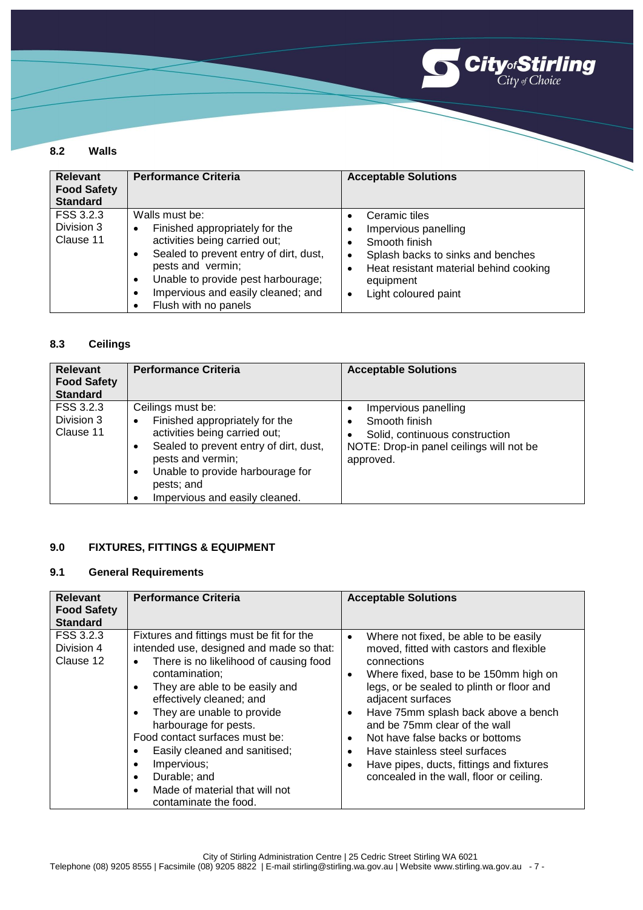## 8.2 Walls

| Relevant Food Safety Standard | Performance Criteria | Acceptable Solutions |
|---|---|---|
| FSS 3.2.3 Division 3 Clause 11 | Walls must be:<br>• Finished appropriately for the activities being carried out;<br>• Sealed to prevent entry of dirt, dust, pests and vermin;<br>• Unable to provide pest harbourage;<br>• Impervious and easily cleaned; and<br>• Flush with no panels | • Ceramic tiles<br>• Impervious panelling<br>• Smooth finish<br>• Splash backs to sinks and benches<br>• Heat resistant material behind cooking equipment<br>• Light coloured paint |

## 8.3 Ceilings

| Relevant Food Safety Standard | Performance Criteria | Acceptable Solutions |
|---|---|---|
| FSS 3.2.3 Division 3 Clause 11 | Ceilings must be:<br>• Finished appropriately for the activities being carried out;<br>• Sealed to prevent entry of dirt, dust, pests and vermin;<br>• Unable to provide harbourage for pests; and<br>• Impervious and easily cleaned. | • Impervious panelling<br>• Smooth finish<br>• Solid, continuous construction<br>NOTE: Drop-in panel ceilings will not be approved. |

# 9.0 FIXTURES, FITTINGS & EQUIPMENT

## 9.1 General Requirements

| Relevant Food Safety Standard | Performance Criteria | Acceptable Solutions |
|---|---|---|
| FSS 3.2.3 Division 4 Clause 12 | Fixtures and fittings must be fit for the intended use, designed and made so that:<br>• There is no likelihood of causing food contamination;<br>• They are able to be easily and effectively cleaned; and<br>• They are unable to provide harbourage for pests.<br>Food contact surfaces must be:<br>• Easily cleaned and sanitised;<br>• Impervious;<br>• Durable; and<br>• Made of material that will not contaminate the food. | • Where not fixed, be able to be easily moved, fitted with castors and flexible connections<br>• Where fixed, base to be 150mm high on legs, or be sealed to plinth or floor and adjacent surfaces<br>• Have 75mm splash back above a bench and be 75mm clear of the wall<br>• Not have false backs or bottoms<br>• Have stainless steel surfaces<br>• Have pipes, ducts, fittings and fixtures concealed in the wall, floor or ceiling. |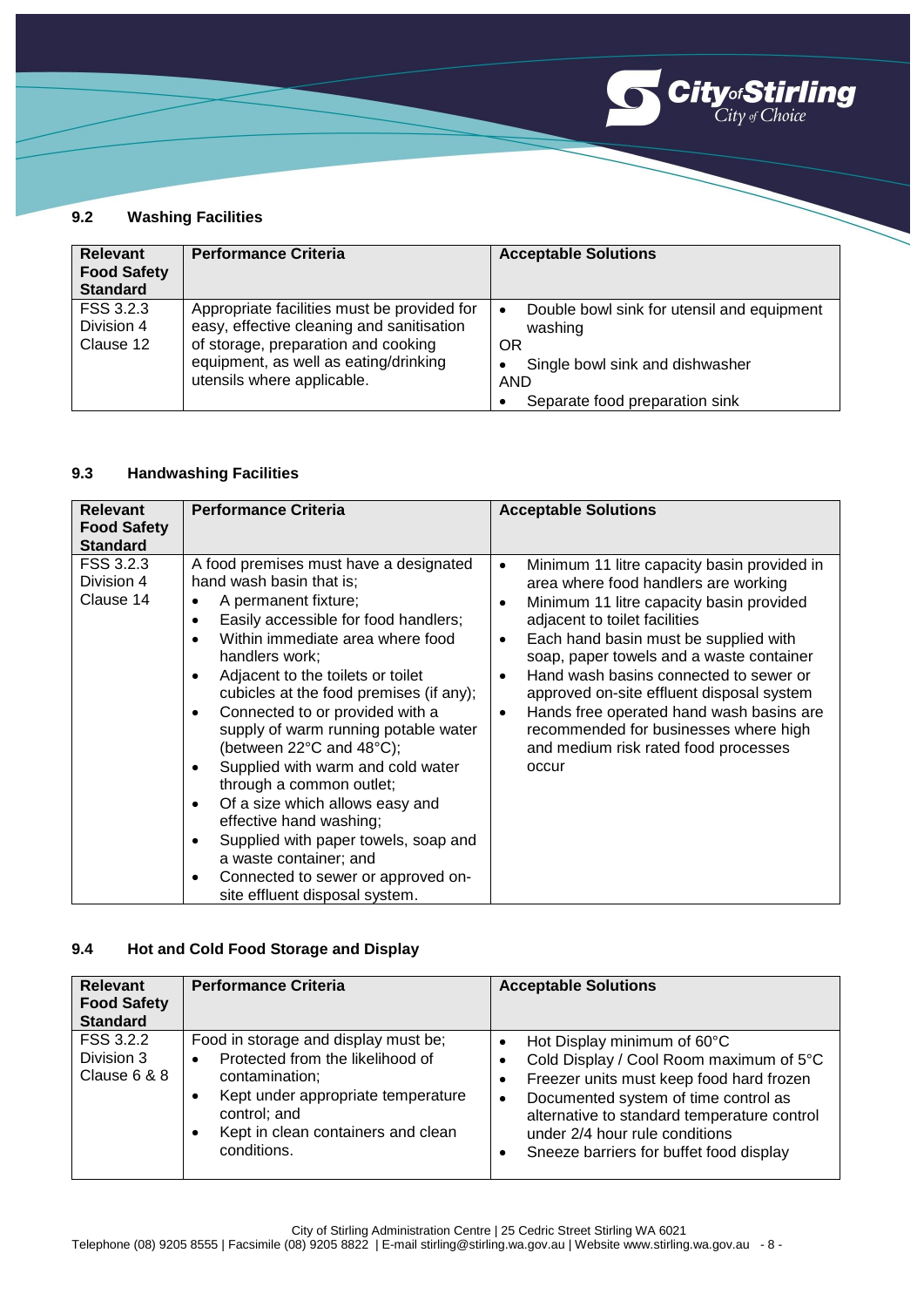### 9.2 Washing Facilities

| Relevant Food Safety Standard | Performance Criteria | Acceptable Solutions |
|---|---|---|
| FSS 3.2.3 Division 4 Clause 12 | Appropriate facilities must be provided for easy, effective cleaning and sanitisation of storage, preparation and cooking equipment, as well as eating/drinking utensils where applicable. | • Double bowl sink for utensil and equipment washing<br>OR<br>• Single bowl sink and dishwasher<br>AND<br>• Separate food preparation sink |

### 9.3 Handwashing Facilities

| Relevant Food Safety Standard | Performance Criteria | Acceptable Solutions |
|---|---|---|
| FSS 3.2.3 Division 4 Clause 14 | A food premises must have a designated hand wash basin that is;<br>• A permanent fixture;<br>• Easily accessible for food handlers;<br>• Within immediate area where food handlers work;<br>• Adjacent to the toilets or toilet cubicles at the food premises (if any);<br>• Connected to or provided with a supply of warm running potable water (between 22°C and 48°C);<br>• Supplied with warm and cold water through a common outlet;<br>• Of a size which allows easy and effective hand washing;<br>• Supplied with paper towels, soap and a waste container; and<br>• Connected to sewer or approved on-site effluent disposal system. | • Minimum 11 litre capacity basin provided in area where food handlers are working<br>• Minimum 11 litre capacity basin provided adjacent to toilet facilities<br>• Each hand basin must be supplied with soap, paper towels and a waste container<br>• Hand wash basins connected to sewer or approved on-site effluent disposal system<br>• Hands free operated hand wash basins are recommended for businesses where high and medium risk rated food processes occur |

### 9.4 Hot and Cold Food Storage and Display

| Relevant Food Safety Standard | Performance Criteria | Acceptable Solutions |
|---|---|---|
| FSS 3.2.2 Division 3 Clause 6 & 8 | Food in storage and display must be;<br>• Protected from the likelihood of contamination;<br>• Kept under appropriate temperature control; and<br>• Kept in clean containers and clean conditions. | • Hot Display minimum of 60°C<br>• Cold Display / Cool Room maximum of 5°C<br>• Freezer units must keep food hard frozen<br>• Documented system of time control as alternative to standard temperature control under 2/4 hour rule conditions<br>• Sneeze barriers for buffet food display |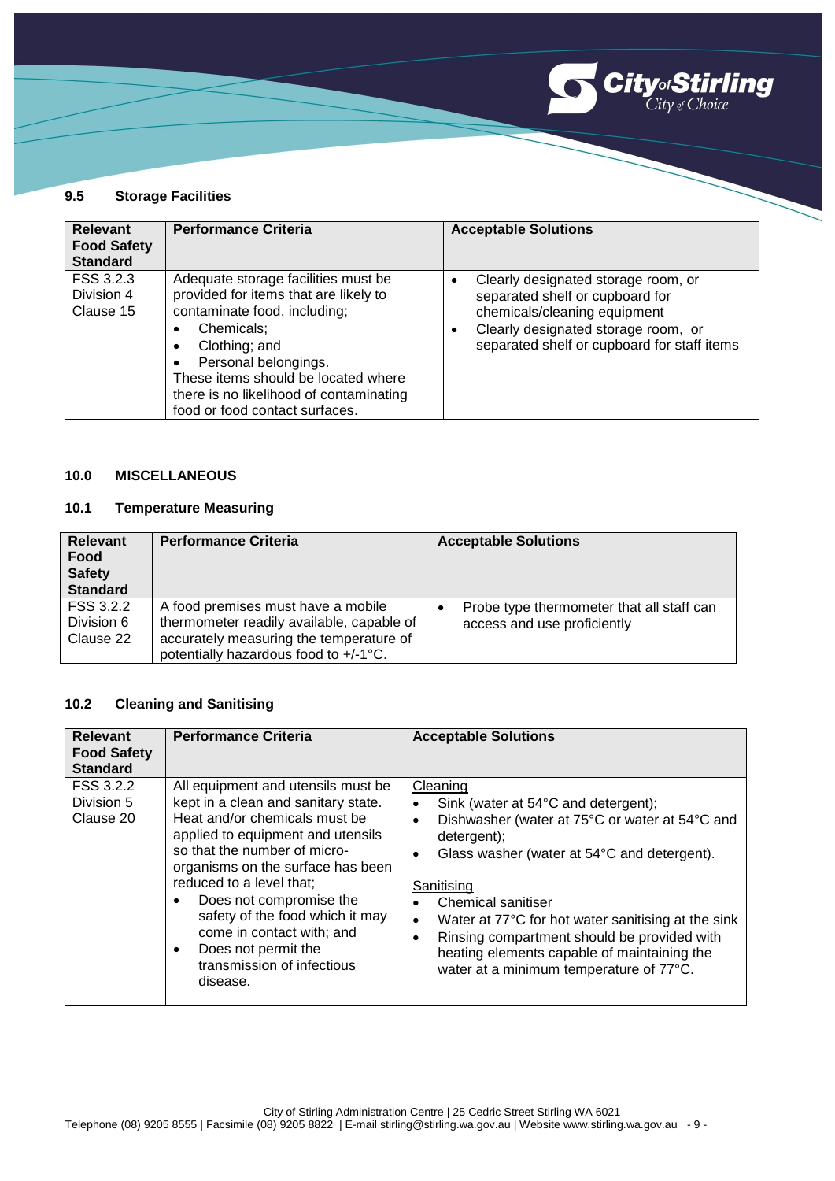### 9.5 Storage Facilities

| Relevant Food Safety Standard | Performance Criteria | Acceptable Solutions |
|---|---|---|
| FSS 3.2.3 Division 4 Clause 15 | Adequate storage facilities must be provided for items that are likely to contaminate food, including;<br>• Chemicals;<br>• Clothing; and<br>• Personal belongings.<br>These items should be located where there is no likelihood of contaminating food or food contact surfaces. | • Clearly designated storage room, or separated shelf or cupboard for chemicals/cleaning equipment<br>• Clearly designated storage room, or separated shelf or cupboard for staff items |

## 10.0 MISCELLANEOUS

### 10.1 Temperature Measuring

| Relevant Food Safety Standard | Performance Criteria | Acceptable Solutions |
|---|---|---|
| FSS 3.2.2 Division 6 Clause 22 | A food premises must have a mobile thermometer readily available, capable of accurately measuring the temperature of potentially hazardous food to +/-1°C. | • Probe type thermometer that all staff can access and use proficiently |

### 10.2 Cleaning and Sanitising

| Relevant Food Safety Standard | Performance Criteria | Acceptable Solutions |
|---|---|---|
| FSS 3.2.2 Division 5 Clause 20 | All equipment and utensils must be kept in a clean and sanitary state. Heat and/or chemicals must be applied to equipment and utensils so that the number of micro-organisms on the surface has been reduced to a level that;<br>• Does not compromise the safety of the food which it may come in contact with; and<br>• Does not permit the transmission of infectious disease. | Cleaning<br>• Sink (water at 54°C and detergent);<br>• Dishwasher (water at 75°C or water at 54°C and detergent);<br>• Glass washer (water at 54°C and detergent).<br><br>Sanitising<br>• Chemical sanitiser<br>• Water at 77°C for hot water sanitising at the sink<br>• Rinsing compartment should be provided with heating elements capable of maintaining the water at a minimum temperature of 77°C. |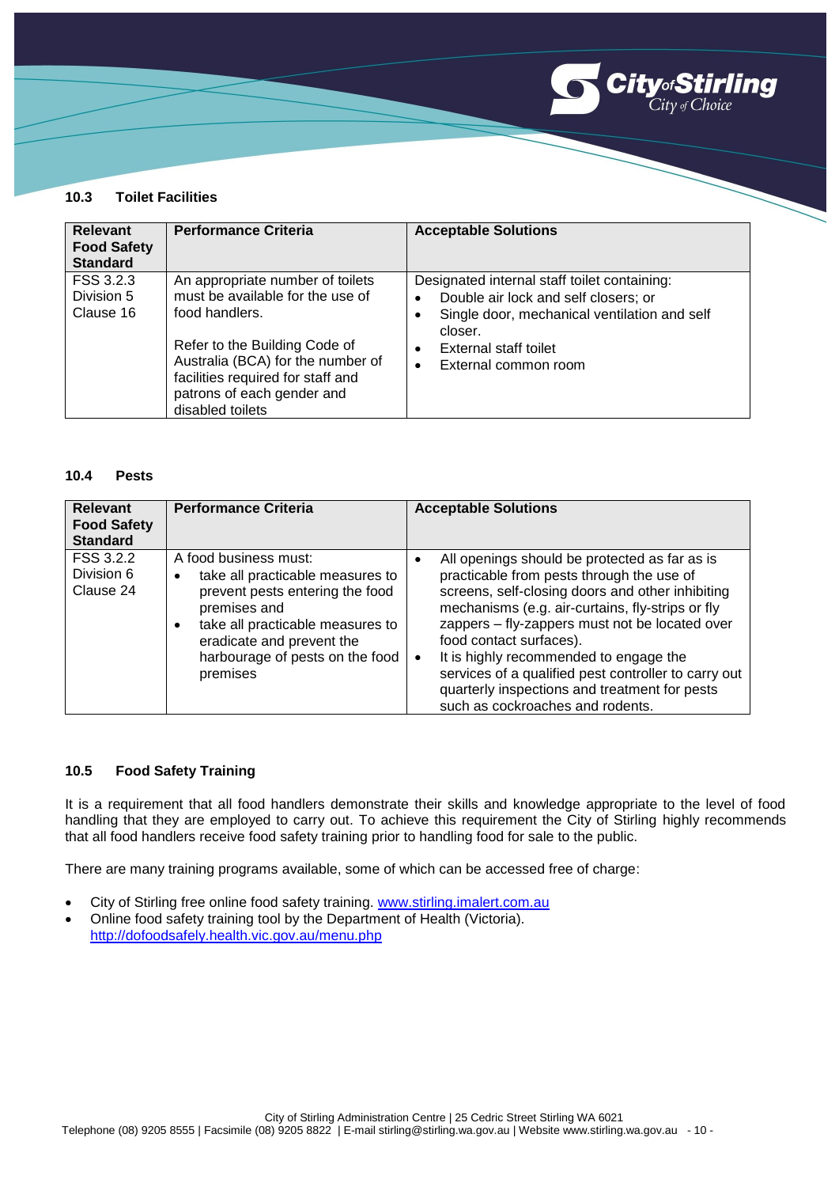### 10.3 Toilet Facilities

| Relevant Food Safety Standard | Performance Criteria | Acceptable Solutions |
|---|---|---|
| FSS 3.2.3 Division 5 Clause 16 | An appropriate number of toilets must be available for the use of food handlers.<br><br>Refer to the Building Code of Australia (BCA) for the number of facilities required for staff and patrons of each gender and disabled toilets | Designated internal staff toilet containing:<br>• Double air lock and self closers; or<br>• Single door, mechanical ventilation and self closer.<br>• External staff toilet<br>• External common room |

### 10.4 Pests

| Relevant Food Safety Standard | Performance Criteria | Acceptable Solutions |
|---|---|---|
| FSS 3.2.2 Division 6 Clause 24 | A food business must:<br>• take all practicable measures to prevent pests entering the food premises and<br>• take all practicable measures to eradicate and prevent the harbourage of pests on the food premises | • All openings should be protected as far as is practicable from pests through the use of screens, self-closing doors and other inhibiting mechanisms (e.g. air-curtains, fly-strips or fly zappers – fly-zappers must not be located over food contact surfaces).<br>• It is highly recommended to engage the services of a qualified pest controller to carry out quarterly inspections and treatment for pests such as cockroaches and rodents. |

### 10.5 Food Safety Training

It is a requirement that all food handlers demonstrate their skills and knowledge appropriate to the level of food handling that they are employed to carry out. To achieve this requirement the City of Stirling highly recommends that all food handlers receive food safety training prior to handling food for sale to the public.

There are many training programs available, some of which can be accessed free of charge:

- City of Stirling free online food safety training. www.stirling.imalert.com.au
- Online food safety training tool by the Department of Health (Victoria). http://dofoodsafely.health.vic.gov.au/menu.php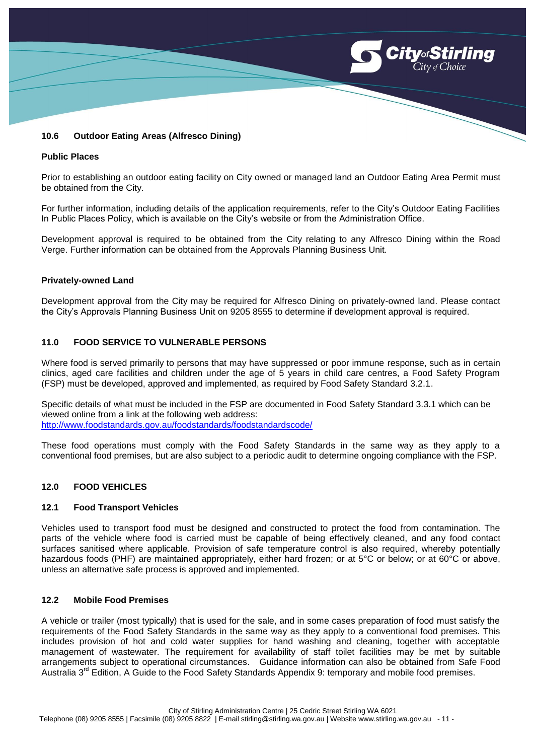### 10.6 Outdoor Eating Areas (Alfresco Dining)

**Public Places**

Prior to establishing an outdoor eating facility on City owned or managed land an Outdoor Eating Area Permit must be obtained from the City.

For further information, including details of the application requirements, refer to the City's Outdoor Eating Facilities In Public Places Policy, which is available on the City's website or from the Administration Office.

Development approval is required to be obtained from the City relating to any Alfresco Dining within the Road Verge. Further information can be obtained from the Approvals Planning Business Unit.

**Privately-owned Land**

Development approval from the City may be required for Alfresco Dining on privately-owned land. Please contact the City's Approvals Planning Business Unit on 9205 8555 to determine if development approval is required.

## 11.0 FOOD SERVICE TO VULNERABLE PERSONS

Where food is served primarily to persons that may have suppressed or poor immune response, such as in certain clinics, aged care facilities and children under the age of 5 years in child care centres, a Food Safety Program (FSP) must be developed, approved and implemented, as required by Food Safety Standard 3.2.1.

Specific details of what must be included in the FSP are documented in Food Safety Standard 3.3.1 which can be viewed online from a link at the following web address:
http://www.foodstandards.gov.au/foodstandards/foodstandardscode/

These food operations must comply with the Food Safety Standards in the same way as they apply to a conventional food premises, but are also subject to a periodic audit to determine ongoing compliance with the FSP.

## 12.0 FOOD VEHICLES

### 12.1 Food Transport Vehicles

Vehicles used to transport food must be designed and constructed to protect the food from contamination. The parts of the vehicle where food is carried must be capable of being effectively cleaned, and any food contact surfaces sanitised where applicable. Provision of safe temperature control is also required, whereby potentially hazardous foods (PHF) are maintained appropriately, either hard frozen; or at 5°C or below; or at 60°C or above, unless an alternative safe process is approved and implemented.

### 12.2 Mobile Food Premises

A vehicle or trailer (most typically) that is used for the sale, and in some cases preparation of food must satisfy the requirements of the Food Safety Standards in the same way as they apply to a conventional food premises. This includes provision of hot and cold water supplies for hand washing and cleaning, together with acceptable management of wastewater. The requirement for availability of staff toilet facilities may be met by suitable arrangements subject to operational circumstances. Guidance information can also be obtained from Safe Food Australia 3rd Edition, A Guide to the Food Safety Standards Appendix 9: temporary and mobile food premises.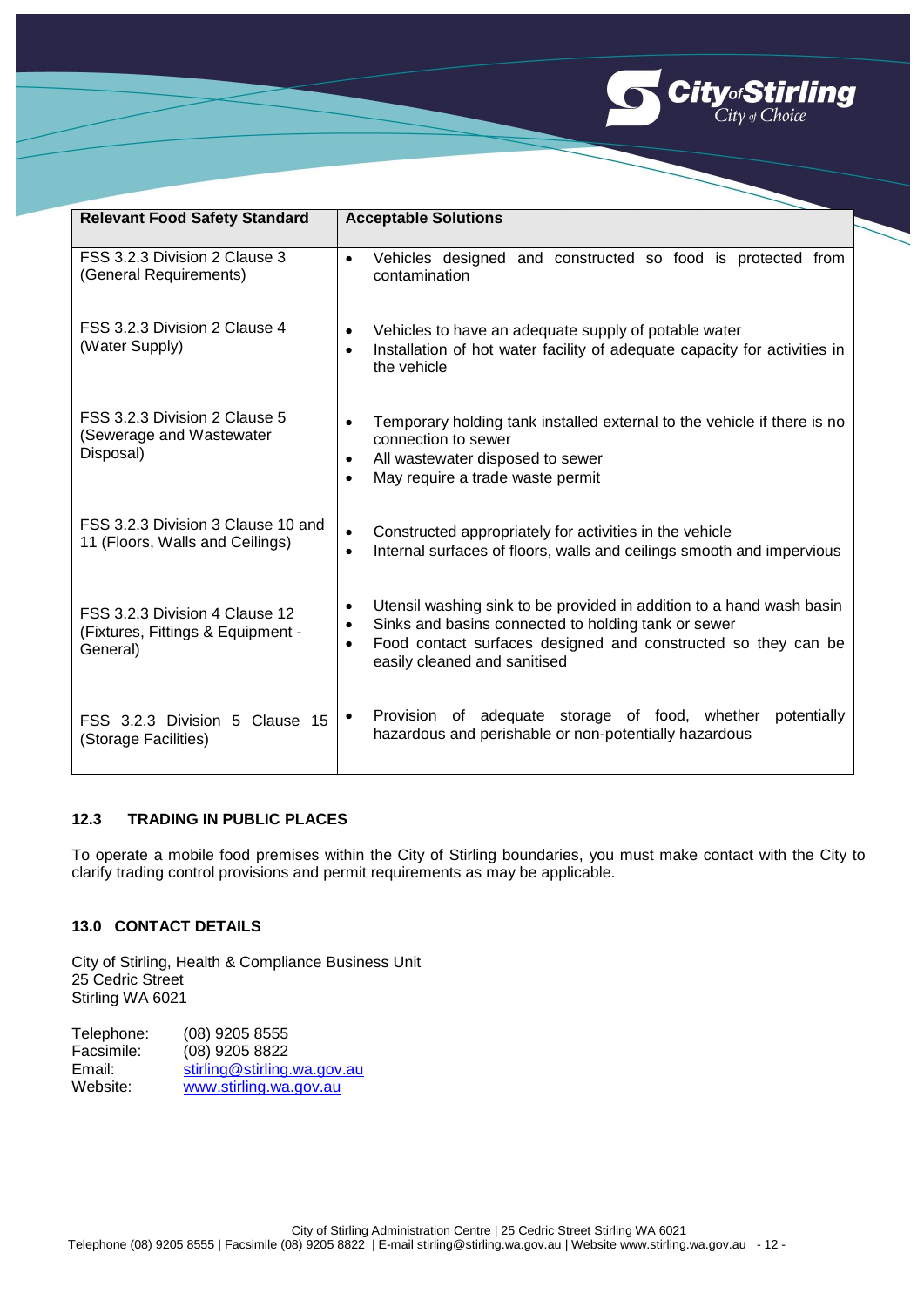| Relevant Food Safety Standard | Acceptable Solutions |
|---|---|
| FSS 3.2.3 Division 2 Clause 3 (General Requirements) | • Vehicles designed and constructed so food is protected from contamination |
| FSS 3.2.3 Division 2 Clause 4 (Water Supply) | • Vehicles to have an adequate supply of potable water<br>• Installation of hot water facility of adequate capacity for activities in the vehicle |
| FSS 3.2.3 Division 2 Clause 5 (Sewerage and Wastewater Disposal) | • Temporary holding tank installed external to the vehicle if there is no connection to sewer<br>• All wastewater disposed to sewer<br>• May require a trade waste permit |
| FSS 3.2.3 Division 3 Clause 10 and 11 (Floors, Walls and Ceilings) | • Constructed appropriately for activities in the vehicle<br>• Internal surfaces of floors, walls and ceilings smooth and impervious |
| FSS 3.2.3 Division 4 Clause 12 (Fixtures, Fittings & Equipment - General) | • Utensil washing sink to be provided in addition to a hand wash basin<br>• Sinks and basins connected to holding tank or sewer<br>• Food contact surfaces designed and constructed so they can be easily cleaned and sanitised |
| FSS 3.2.3 Division 5 Clause 15 (Storage Facilities) | • Provision of adequate storage of food, whether potentially hazardous and perishable or non-potentially hazardous |

### 12.3 TRADING IN PUBLIC PLACES

To operate a mobile food premises within the City of Stirling boundaries, you must make contact with the City to clarify trading control provisions and permit requirements as may be applicable.

## 13.0 CONTACT DETAILS

City of Stirling, Health & Compliance Business Unit
25 Cedric Street
Stirling WA 6021

Telephone: (08) 9205 8555
Facsimile: (08) 9205 8822
Email: stirling@stirling.wa.gov.au
Website: www.stirling.wa.gov.au